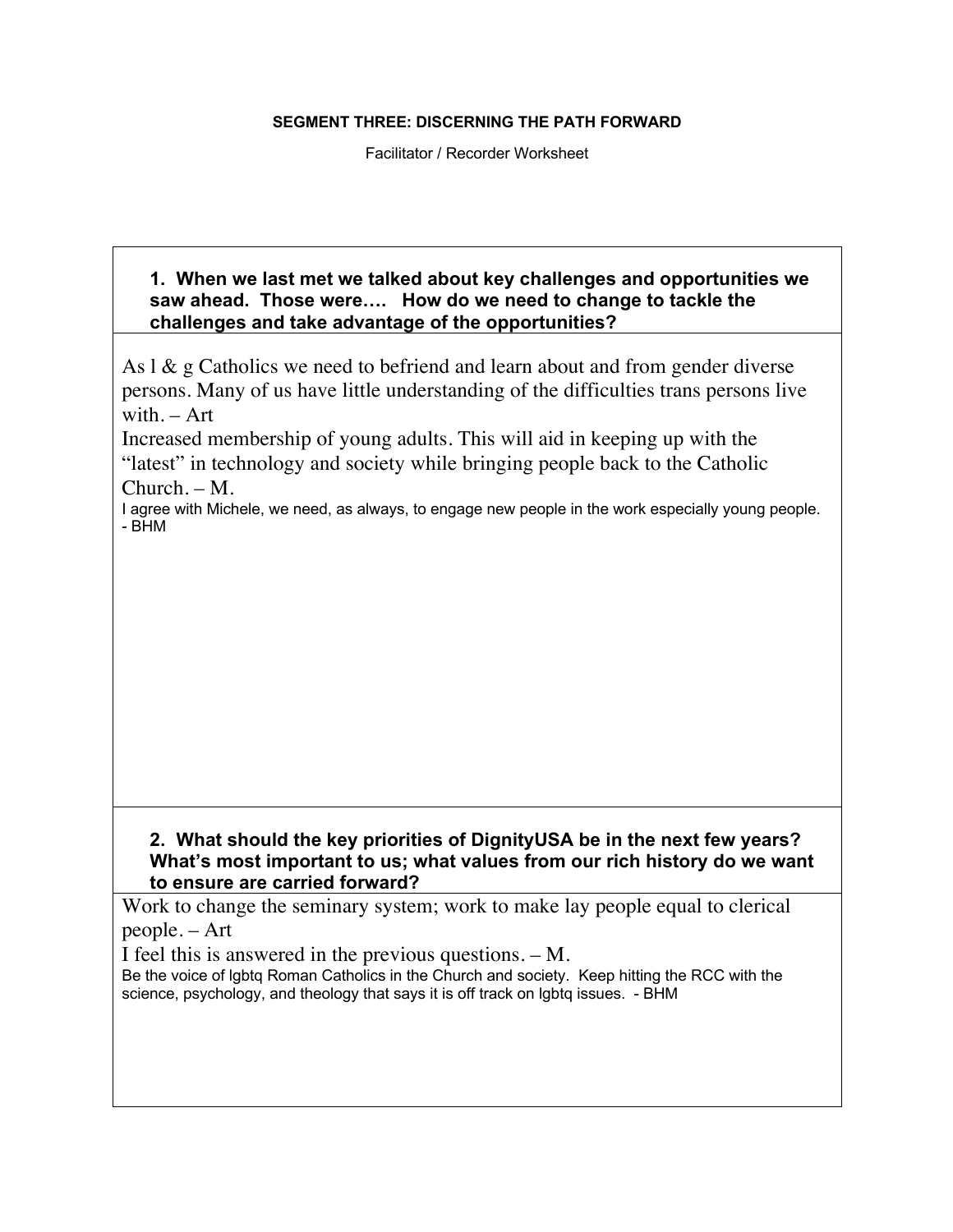**SEGMENT THREE: DISCERNING THE PATH FORWARD**

Facilitator / Recorder Worksheet

**1. When we last met we talked about key challenges and opportunities we saw ahead. Those were…. How do we need to change to tackle the challenges and take advantage of the opportunities?**

As l & g Catholics we need to befriend and learn about and from gender diverse persons. Many of us have little understanding of the difficulties trans persons live with. – Art

Increased membership of young adults. This will aid in keeping up with the "latest" in technology and society while bringing people back to the Catholic Church. – M.

I agree with Michele, we need, as always, to engage new people in the work especially young people. - BHM

**2. What should the key priorities of DignityUSA be in the next few years? What's most important to us; what values from our rich history do we want to ensure are carried forward?**

Work to change the seminary system; work to make lay people equal to clerical people. – Art

I feel this is answered in the previous questions. – M.

Be the voice of lgbtq Roman Catholics in the Church and society. Keep hitting the RCC with the science, psychology, and theology that says it is off track on lgbtq issues. - BHM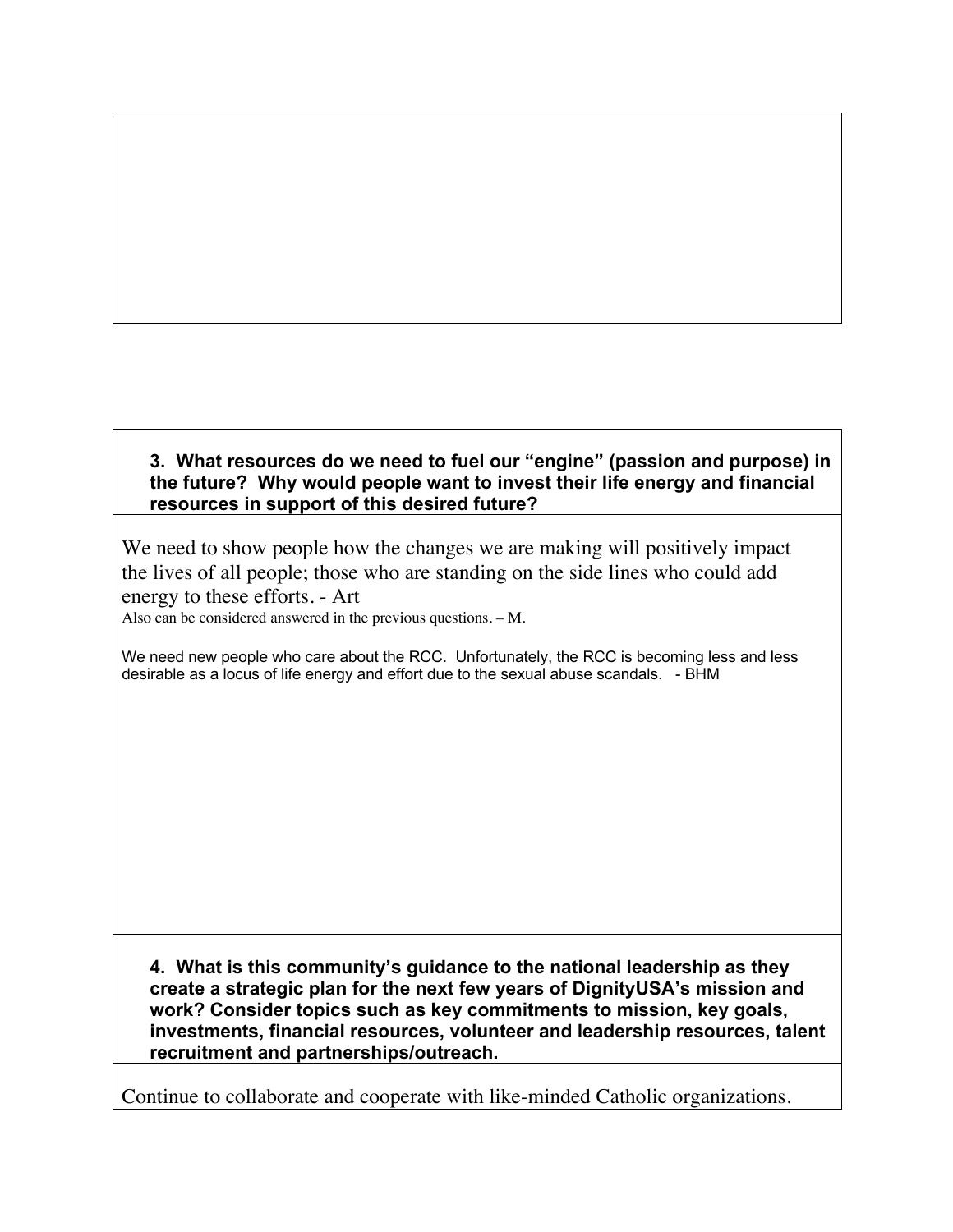**3. What resources do we need to fuel our "engine" (passion and purpose) in the future? Why would people want to invest their life energy and financial resources in support of this desired future?**

We need to show people how the changes we are making will positively impact the lives of all people; those who are standing on the side lines who could add energy to these efforts. - Art

Also can be considered answered in the previous questions. – M.

We need new people who care about the RCC. Unfortunately, the RCC is becoming less and less desirable as a locus of life energy and effort due to the sexual abuse scandals. - BHM

**4. What is this community's guidance to the national leadership as they create a strategic plan for the next few years of DignityUSA's mission and work? Consider topics such as key commitments to mission, key goals, investments, financial resources, volunteer and leadership resources, talent recruitment and partnerships/outreach.**

Continue to collaborate and cooperate with like-minded Catholic organizations.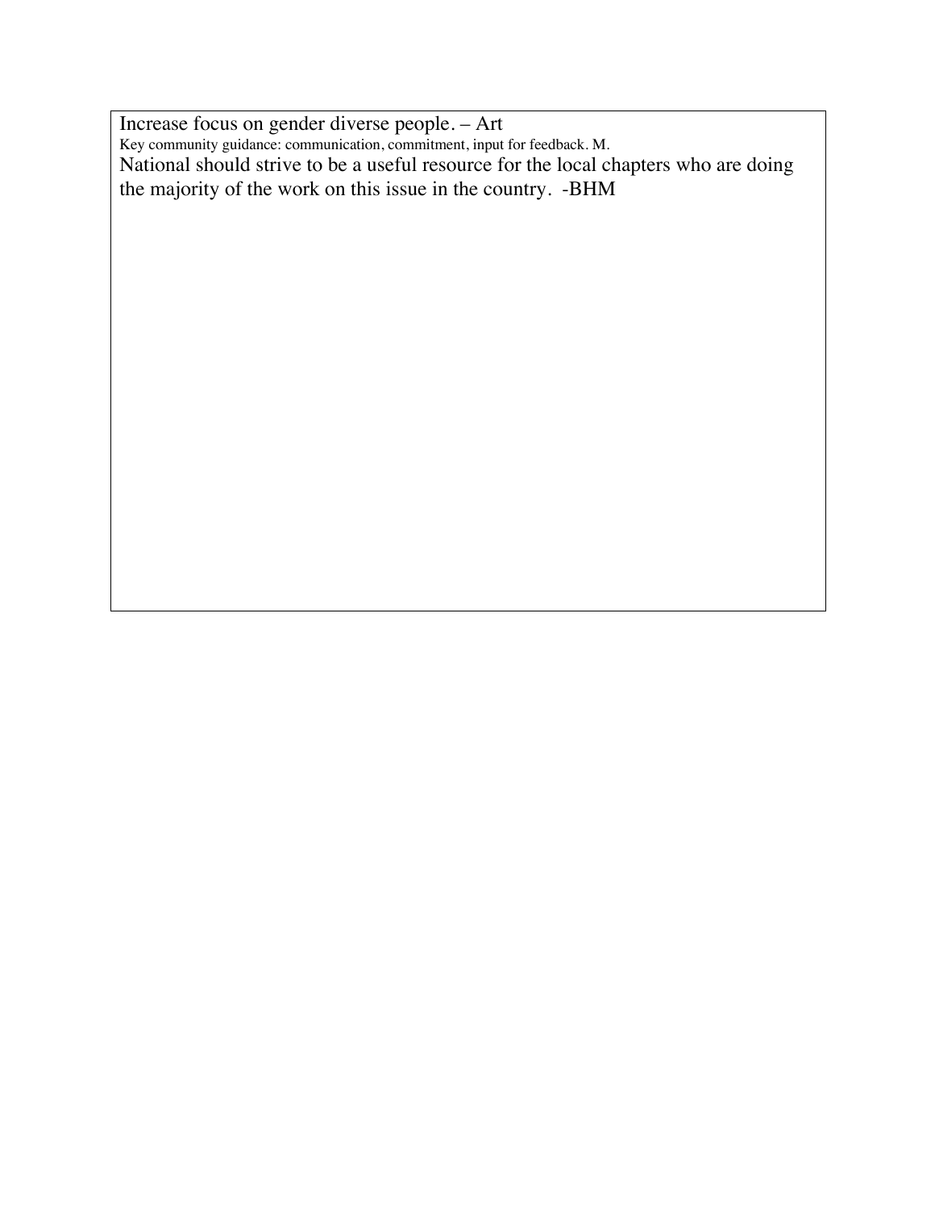Increase focus on gender diverse people. – Art

Key community guidance: communication, commitment, input for feedback. M.

National should strive to be a useful resource for the local chapters who are doing the majority of the work on this issue in the country. -BHM